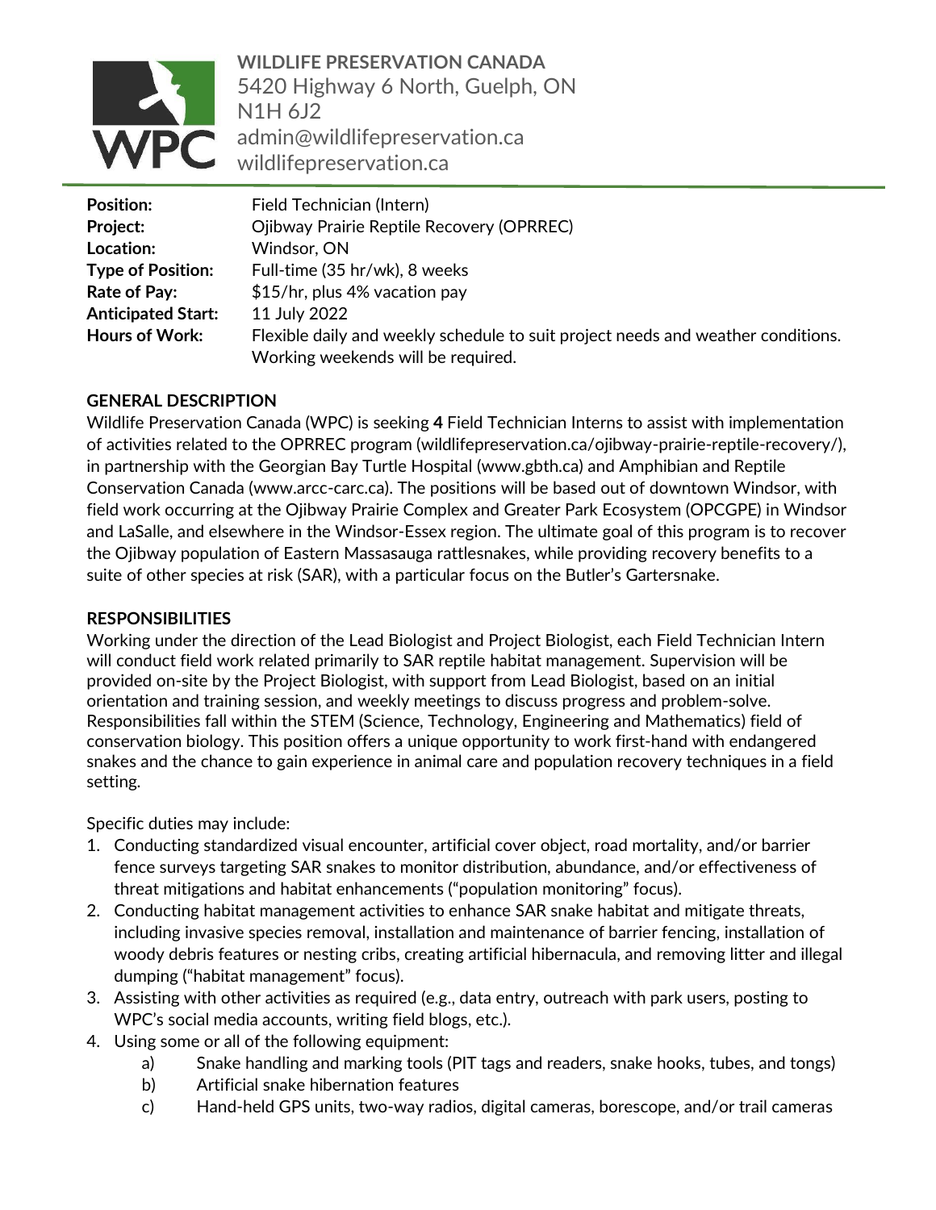**WILDLIFE PRESERVATION CANADA**
5420 Highway 6 North, Guelph, ON
N1H 6J2
admin@wildlifepreservation.ca
wildlifepreservation.ca

| | |
|---|---|
| **Position:** | Field Technician (Intern) |
| **Project:** | Ojibway Prairie Reptile Recovery (OPRREC) |
| **Location:** | Windsor, ON |
| **Type of Position:** | Full-time (35 hr/wk), 8 weeks |
| **Rate of Pay:** | $15/hr, plus 4% vacation pay |
| **Anticipated Start:** | 11 July 2022 |
| **Hours of Work:** | Flexible daily and weekly schedule to suit project needs and weather conditions. Working weekends will be required. |

## GENERAL DESCRIPTION

Wildlife Preservation Canada (WPC) is seeking **4** Field Technician Interns to assist with implementation of activities related to the OPRREC program (wildlifepreservation.ca/ojibway-prairie-reptile-recovery/), in partnership with the Georgian Bay Turtle Hospital (www.gbth.ca) and Amphibian and Reptile Conservation Canada (www.arcc-carc.ca). The positions will be based out of downtown Windsor, with field work occurring at the Ojibway Prairie Complex and Greater Park Ecosystem (OPCGPE) in Windsor and LaSalle, and elsewhere in the Windsor-Essex region. The ultimate goal of this program is to recover the Ojibway population of Eastern Massasauga rattlesnakes, while providing recovery benefits to a suite of other species at risk (SAR), with a particular focus on the Butler's Gartersnake.

## RESPONSIBILITIES

Working under the direction of the Lead Biologist and Project Biologist, each Field Technician Intern will conduct field work related primarily to SAR reptile habitat management. Supervision will be provided on-site by the Project Biologist, with support from Lead Biologist, based on an initial orientation and training session, and weekly meetings to discuss progress and problem-solve. Responsibilities fall within the STEM (Science, Technology, Engineering and Mathematics) field of conservation biology. This position offers a unique opportunity to work first-hand with endangered snakes and the chance to gain experience in animal care and population recovery techniques in a field setting.

Specific duties may include:

1. Conducting standardized visual encounter, artificial cover object, road mortality, and/or barrier fence surveys targeting SAR snakes to monitor distribution, abundance, and/or effectiveness of threat mitigations and habitat enhancements ("population monitoring" focus).
2. Conducting habitat management activities to enhance SAR snake habitat and mitigate threats, including invasive species removal, installation and maintenance of barrier fencing, installation of woody debris features or nesting cribs, creating artificial hibernacula, and removing litter and illegal dumping ("habitat management" focus).
3. Assisting with other activities as required (e.g., data entry, outreach with park users, posting to WPC's social media accounts, writing field blogs, etc.).
4. Using some or all of the following equipment:
   a) Snake handling and marking tools (PIT tags and readers, snake hooks, tubes, and tongs)
   b) Artificial snake hibernation features
   c) Hand-held GPS units, two-way radios, digital cameras, borescope, and/or trail cameras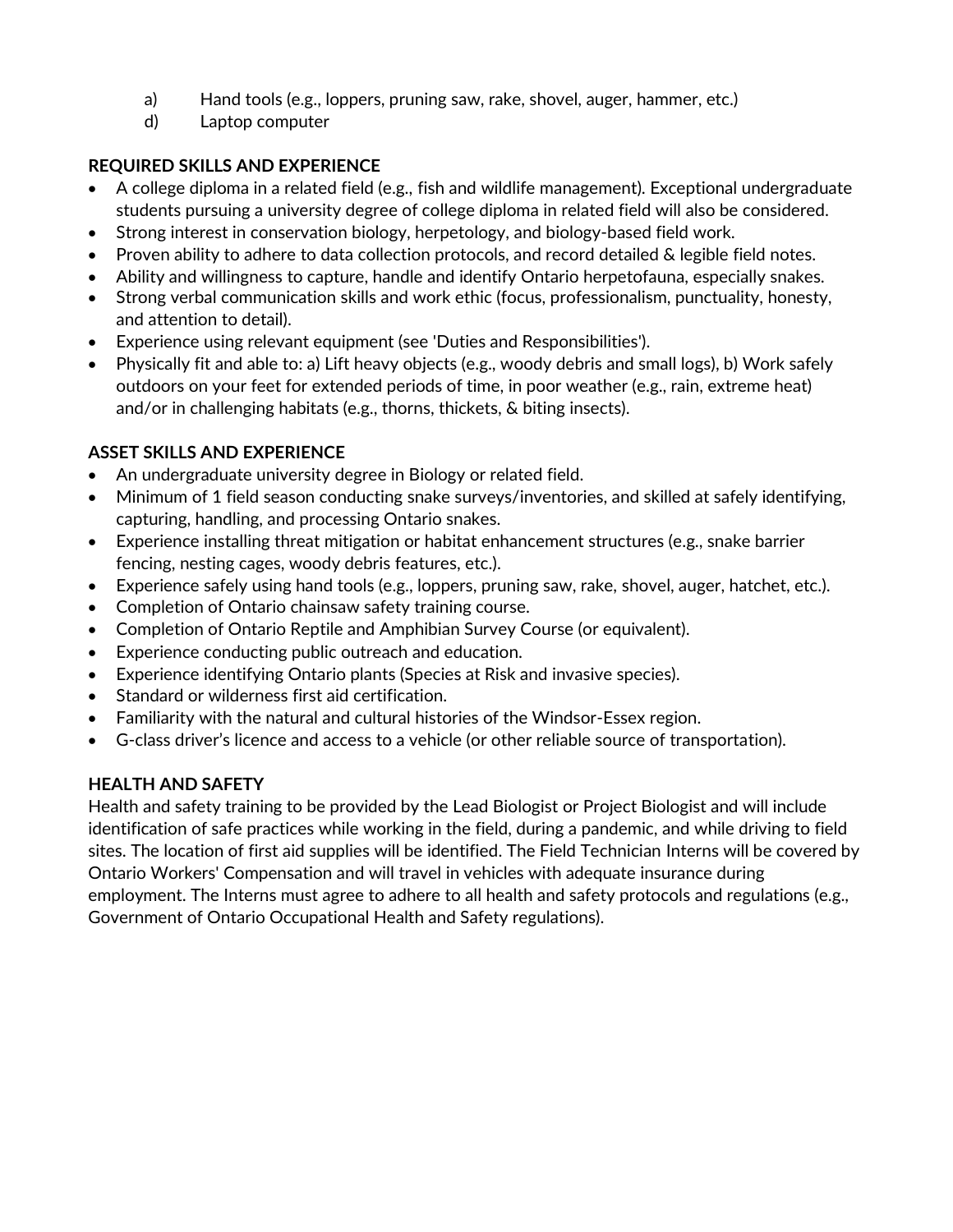a) Hand tools (e.g., loppers, pruning saw, rake, shovel, auger, hammer, etc.)
d) Laptop computer

**REQUIRED SKILLS AND EXPERIENCE**

- A college diploma in a related field (e.g., fish and wildlife management). Exceptional undergraduate students pursuing a university degree of college diploma in related field will also be considered.
- Strong interest in conservation biology, herpetology, and biology-based field work.
- Proven ability to adhere to data collection protocols, and record detailed & legible field notes.
- Ability and willingness to capture, handle and identify Ontario herpetofauna, especially snakes.
- Strong verbal communication skills and work ethic (focus, professionalism, punctuality, honesty, and attention to detail).
- Experience using relevant equipment (see 'Duties and Responsibilities').
- Physically fit and able to: a) Lift heavy objects (e.g., woody debris and small logs), b) Work safely outdoors on your feet for extended periods of time, in poor weather (e.g., rain, extreme heat) and/or in challenging habitats (e.g., thorns, thickets, & biting insects).

**ASSET SKILLS AND EXPERIENCE**

- An undergraduate university degree in Biology or related field.
- Minimum of 1 field season conducting snake surveys/inventories, and skilled at safely identifying, capturing, handling, and processing Ontario snakes.
- Experience installing threat mitigation or habitat enhancement structures (e.g., snake barrier fencing, nesting cages, woody debris features, etc.).
- Experience safely using hand tools (e.g., loppers, pruning saw, rake, shovel, auger, hatchet, etc.).
- Completion of Ontario chainsaw safety training course.
- Completion of Ontario Reptile and Amphibian Survey Course (or equivalent).
- Experience conducting public outreach and education.
- Experience identifying Ontario plants (Species at Risk and invasive species).
- Standard or wilderness first aid certification.
- Familiarity with the natural and cultural histories of the Windsor-Essex region.
- G-class driver's licence and access to a vehicle (or other reliable source of transportation).

**HEALTH AND SAFETY**

Health and safety training to be provided by the Lead Biologist or Project Biologist and will include identification of safe practices while working in the field, during a pandemic, and while driving to field sites. The location of first aid supplies will be identified. The Field Technician Interns will be covered by Ontario Workers' Compensation and will travel in vehicles with adequate insurance during employment. The Interns must agree to adhere to all health and safety protocols and regulations (e.g., Government of Ontario Occupational Health and Safety regulations).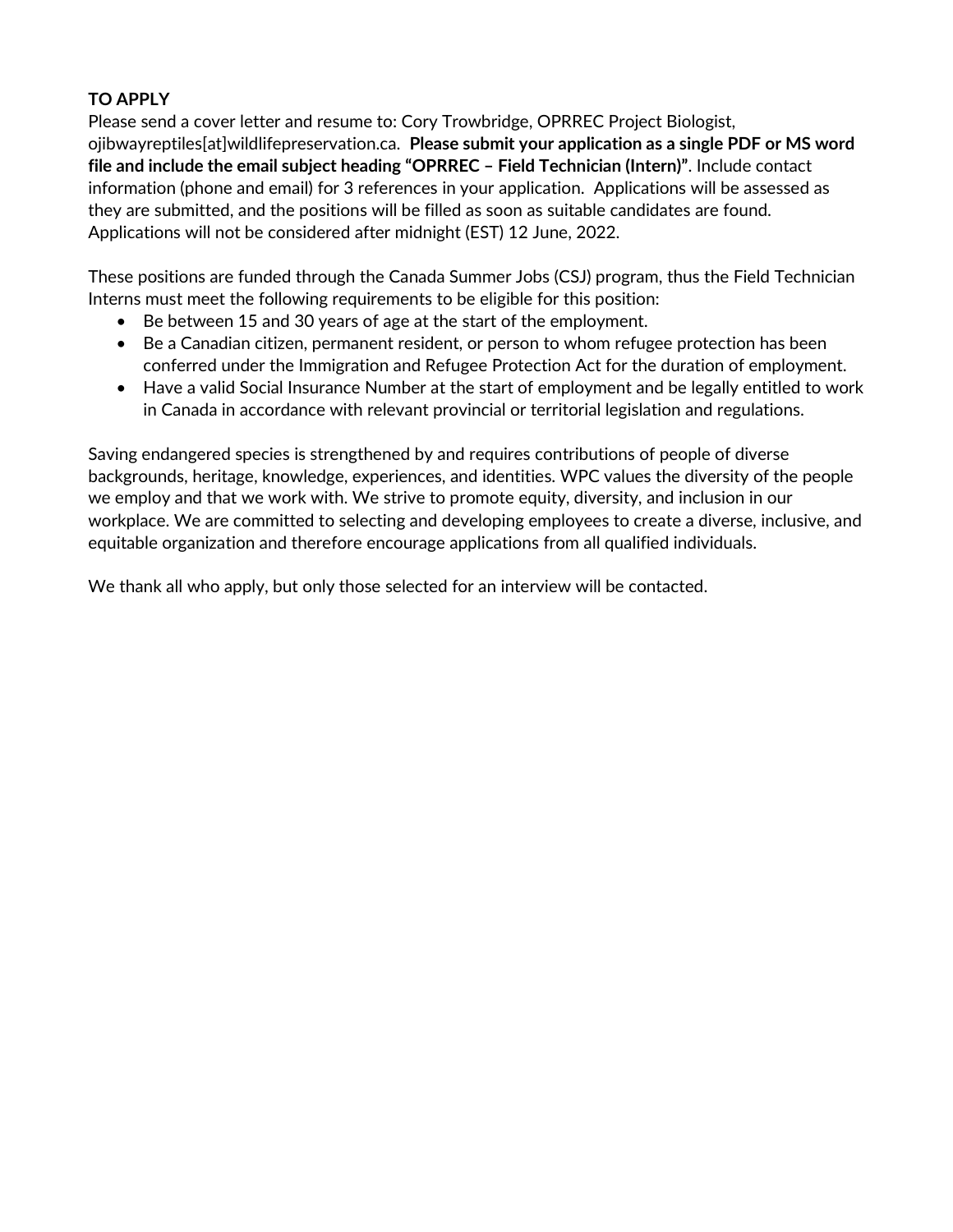**TO APPLY**

Please send a cover letter and resume to: Cory Trowbridge, OPRREC Project Biologist, ojibwayreptiles[at]wildlifepreservation.ca. **Please submit your application as a single PDF or MS word file and include the email subject heading "OPRREC – Field Technician (Intern)"**. Include contact information (phone and email) for 3 references in your application. Applications will be assessed as they are submitted, and the positions will be filled as soon as suitable candidates are found. Applications will not be considered after midnight (EST) 12 June, 2022.

These positions are funded through the Canada Summer Jobs (CSJ) program, thus the Field Technician Interns must meet the following requirements to be eligible for this position:

- Be between 15 and 30 years of age at the start of the employment.
- Be a Canadian citizen, permanent resident, or person to whom refugee protection has been conferred under the Immigration and Refugee Protection Act for the duration of employment.
- Have a valid Social Insurance Number at the start of employment and be legally entitled to work in Canada in accordance with relevant provincial or territorial legislation and regulations.

Saving endangered species is strengthened by and requires contributions of people of diverse backgrounds, heritage, knowledge, experiences, and identities. WPC values the diversity of the people we employ and that we work with. We strive to promote equity, diversity, and inclusion in our workplace. We are committed to selecting and developing employees to create a diverse, inclusive, and equitable organization and therefore encourage applications from all qualified individuals.

We thank all who apply, but only those selected for an interview will be contacted.